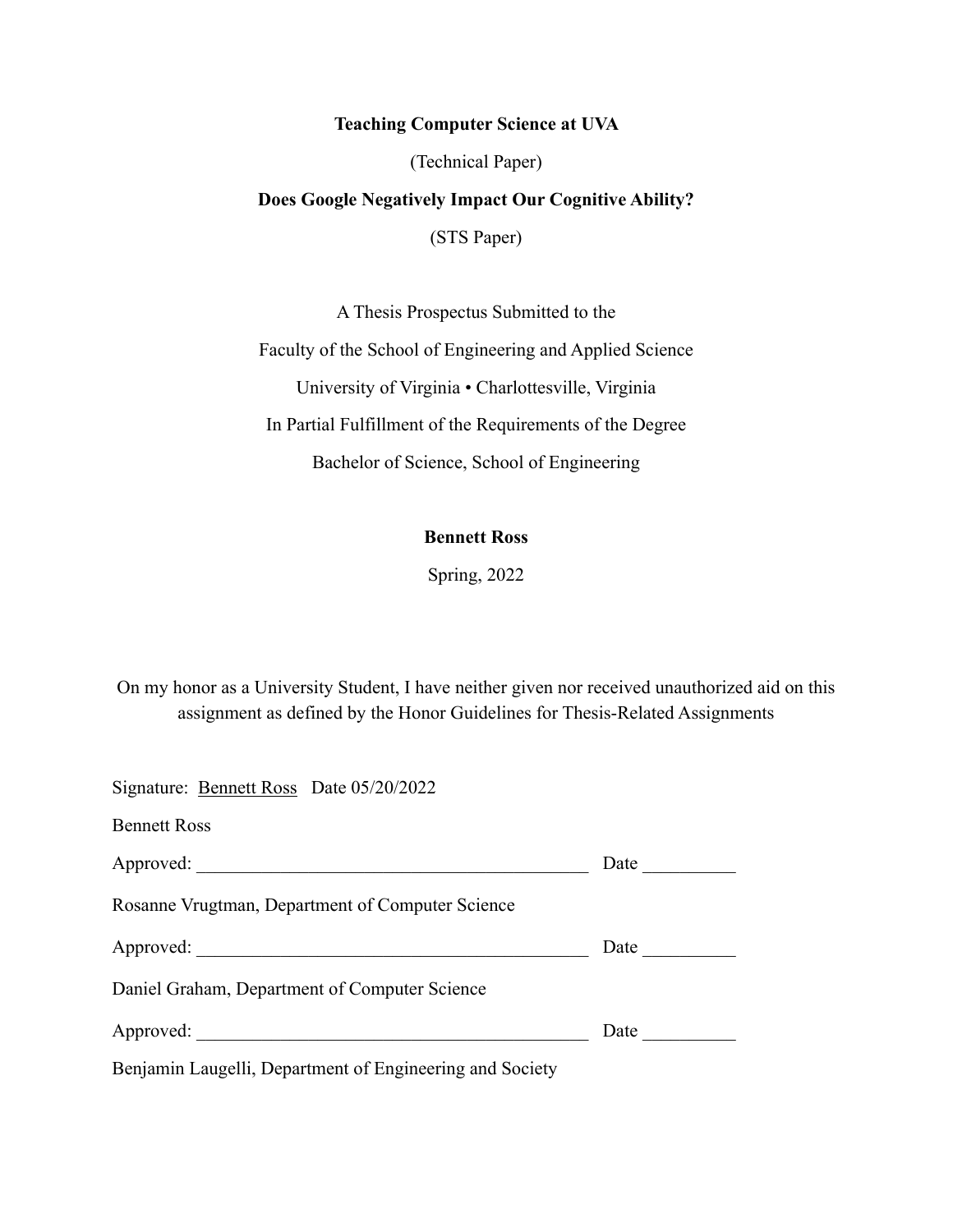**Teaching Computer Science at UVA**

(Technical Paper)

**Does Google Negatively Impact Our Cognitive Ability?**

(STS Paper)

A Thesis Prospectus Submitted to the

Faculty of the School of Engineering and Applied Science

University of Virginia • Charlottesville, Virginia

In Partial Fulfillment of the Requirements of the Degree

Bachelor of Science, School of Engineering

**Bennett Ross**

Spring, 2022

On my honor as a University Student, I have neither given nor received unauthorized aid on this assignment as defined by the Honor Guidelines for Thesis-Related Assignments

Signature: Bennett Ross Date 05/20/2022

Bennett Ross

Approved: \_\_\_\_\_\_\_\_\_\_\_\_\_\_\_\_\_\_\_\_\_\_\_\_\_\_\_\_\_\_\_\_\_\_\_\_\_\_\_\_\_\_ Date \_\_\_\_\_\_\_\_\_\_

Rosanne Vrugtman, Department of Computer Science

Approved: \_\_\_\_\_\_\_\_\_\_\_\_\_\_\_\_\_\_\_\_\_\_\_\_\_\_\_\_\_\_\_\_\_\_\_\_\_\_\_\_\_\_ Date \_\_\_\_\_\_\_\_\_\_

Daniel Graham, Department of Computer Science

Approved: \_\_\_\_\_\_\_\_\_\_\_\_\_\_\_\_\_\_\_\_\_\_\_\_\_\_\_\_\_\_\_\_\_\_\_\_\_\_\_\_\_\_ Date \_\_\_\_\_\_\_\_\_\_

Benjamin Laugelli, Department of Engineering and Society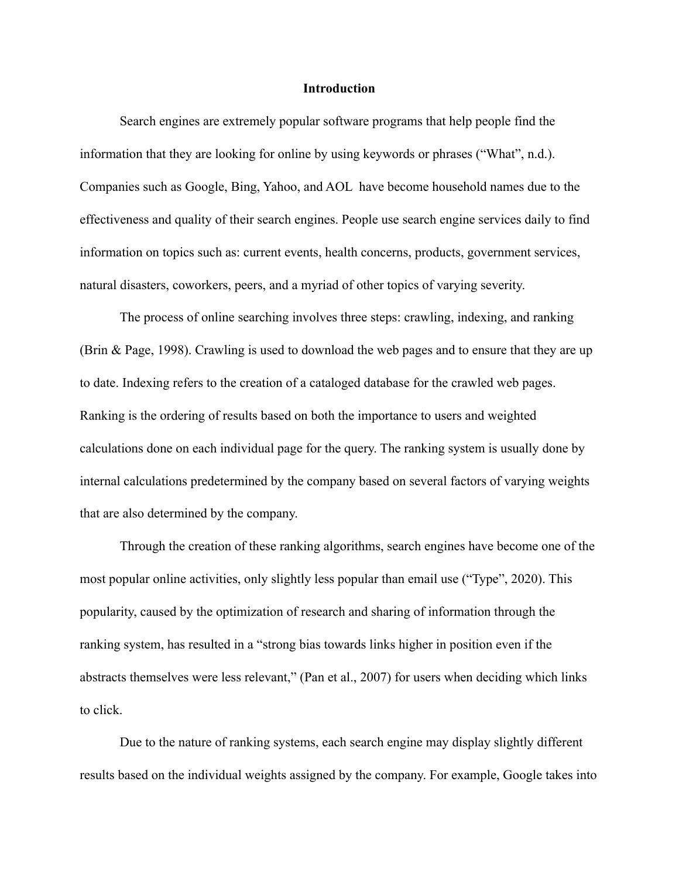# Introduction

Search engines are extremely popular software programs that help people find the information that they are looking for online by using keywords or phrases (“What”, n.d.). Companies such as Google, Bing, Yahoo, and AOL have become household names due to the effectiveness and quality of their search engines. People use search engine services daily to find information on topics such as: current events, health concerns, products, government services, natural disasters, coworkers, peers, and a myriad of other topics of varying severity.

The process of online searching involves three steps: crawling, indexing, and ranking (Brin & Page, 1998). Crawling is used to download the web pages and to ensure that they are up to date. Indexing refers to the creation of a cataloged database for the crawled web pages. Ranking is the ordering of results based on both the importance to users and weighted calculations done on each individual page for the query. The ranking system is usually done by internal calculations predetermined by the company based on several factors of varying weights that are also determined by the company.

Through the creation of these ranking algorithms, search engines have become one of the most popular online activities, only slightly less popular than email use (“Type”, 2020). This popularity, caused by the optimization of research and sharing of information through the ranking system, has resulted in a “strong bias towards links higher in position even if the abstracts themselves were less relevant,” (Pan et al., 2007) for users when deciding which links to click.

Due to the nature of ranking systems, each search engine may display slightly different results based on the individual weights assigned by the company. For example, Google takes into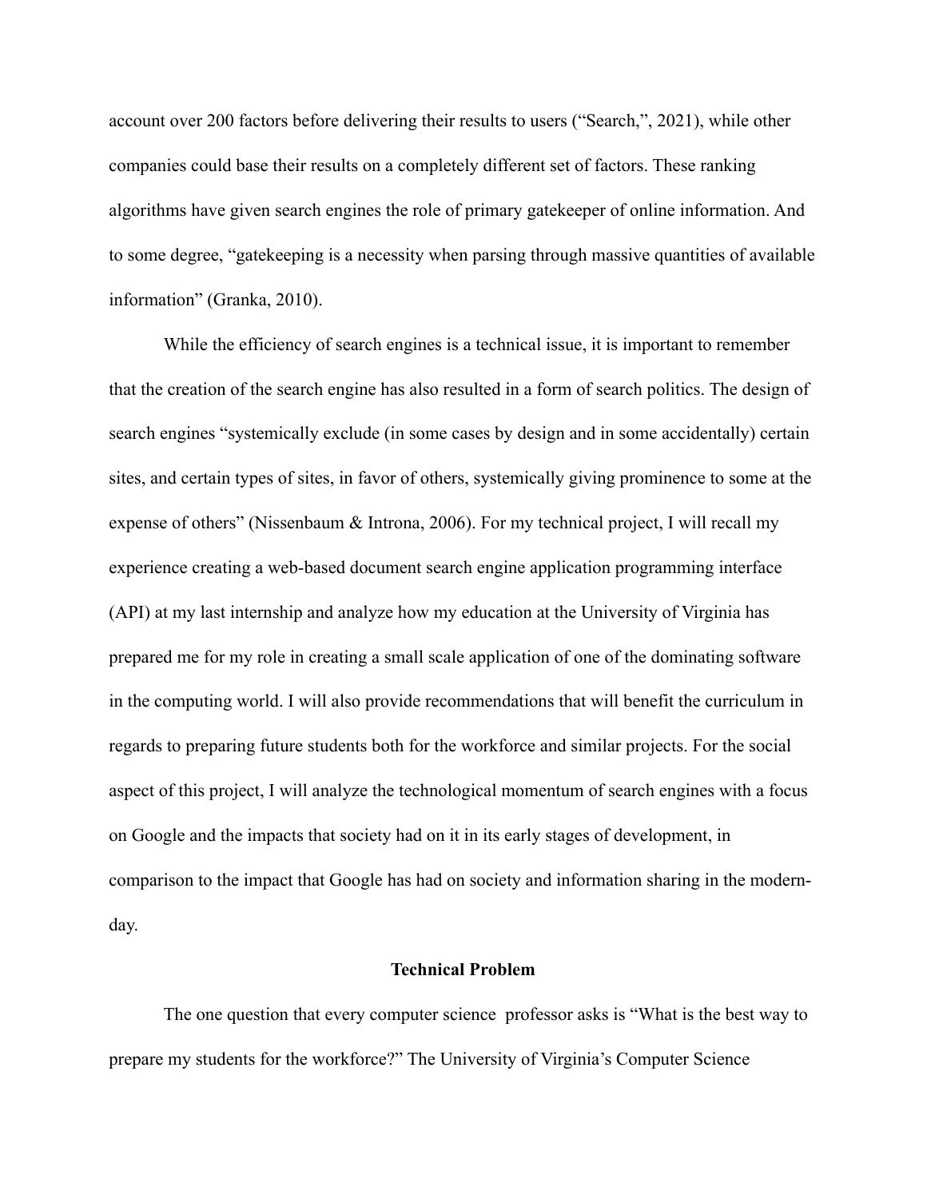account over 200 factors before delivering their results to users ("Search,", 2021), while other companies could base their results on a completely different set of factors. These ranking algorithms have given search engines the role of primary gatekeeper of online information. And to some degree, "gatekeeping is a necessity when parsing through massive quantities of available information" (Granka, 2010).

While the efficiency of search engines is a technical issue, it is important to remember that the creation of the search engine has also resulted in a form of search politics. The design of search engines "systemically exclude (in some cases by design and in some accidentally) certain sites, and certain types of sites, in favor of others, systemically giving prominence to some at the expense of others" (Nissenbaum & Introna, 2006). For my technical project, I will recall my experience creating a web-based document search engine application programming interface (API) at my last internship and analyze how my education at the University of Virginia has prepared me for my role in creating a small scale application of one of the dominating software in the computing world. I will also provide recommendations that will benefit the curriculum in regards to preparing future students both for the workforce and similar projects. For the social aspect of this project, I will analyze the technological momentum of search engines with a focus on Google and the impacts that society had on it in its early stages of development, in comparison to the impact that Google has had on society and information sharing in the modern-day.

## Technical Problem

The one question that every computer science professor asks is "What is the best way to prepare my students for the workforce?" The University of Virginia's Computer Science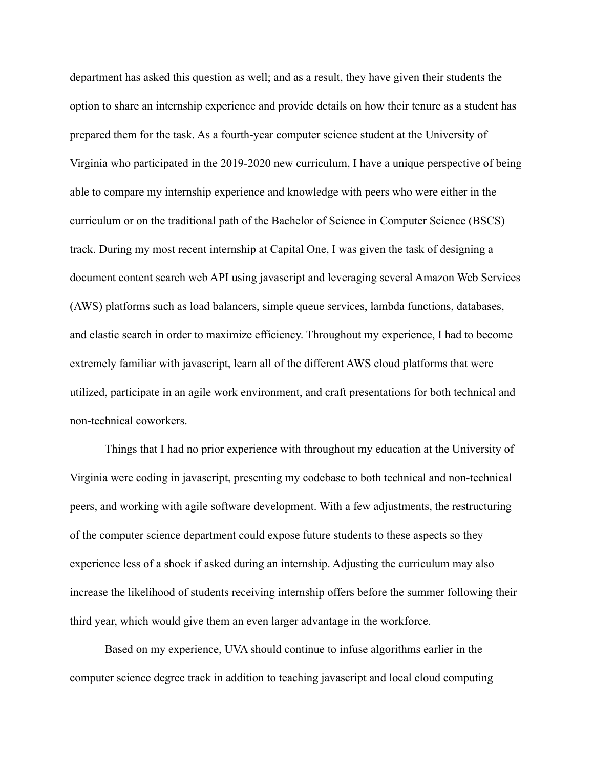department has asked this question as well; and as a result, they have given their students the option to share an internship experience and provide details on how their tenure as a student has prepared them for the task. As a fourth-year computer science student at the University of Virginia who participated in the 2019-2020 new curriculum, I have a unique perspective of being able to compare my internship experience and knowledge with peers who were either in the curriculum or on the traditional path of the Bachelor of Science in Computer Science (BSCS) track. During my most recent internship at Capital One, I was given the task of designing a document content search web API using javascript and leveraging several Amazon Web Services (AWS) platforms such as load balancers, simple queue services, lambda functions, databases, and elastic search in order to maximize efficiency. Throughout my experience, I had to become extremely familiar with javascript, learn all of the different AWS cloud platforms that were utilized, participate in an agile work environment, and craft presentations for both technical and non-technical coworkers.

Things that I had no prior experience with throughout my education at the University of Virginia were coding in javascript, presenting my codebase to both technical and non-technical peers, and working with agile software development. With a few adjustments, the restructuring of the computer science department could expose future students to these aspects so they experience less of a shock if asked during an internship. Adjusting the curriculum may also increase the likelihood of students receiving internship offers before the summer following their third year, which would give them an even larger advantage in the workforce.

Based on my experience, UVA should continue to infuse algorithms earlier in the computer science degree track in addition to teaching javascript and local cloud computing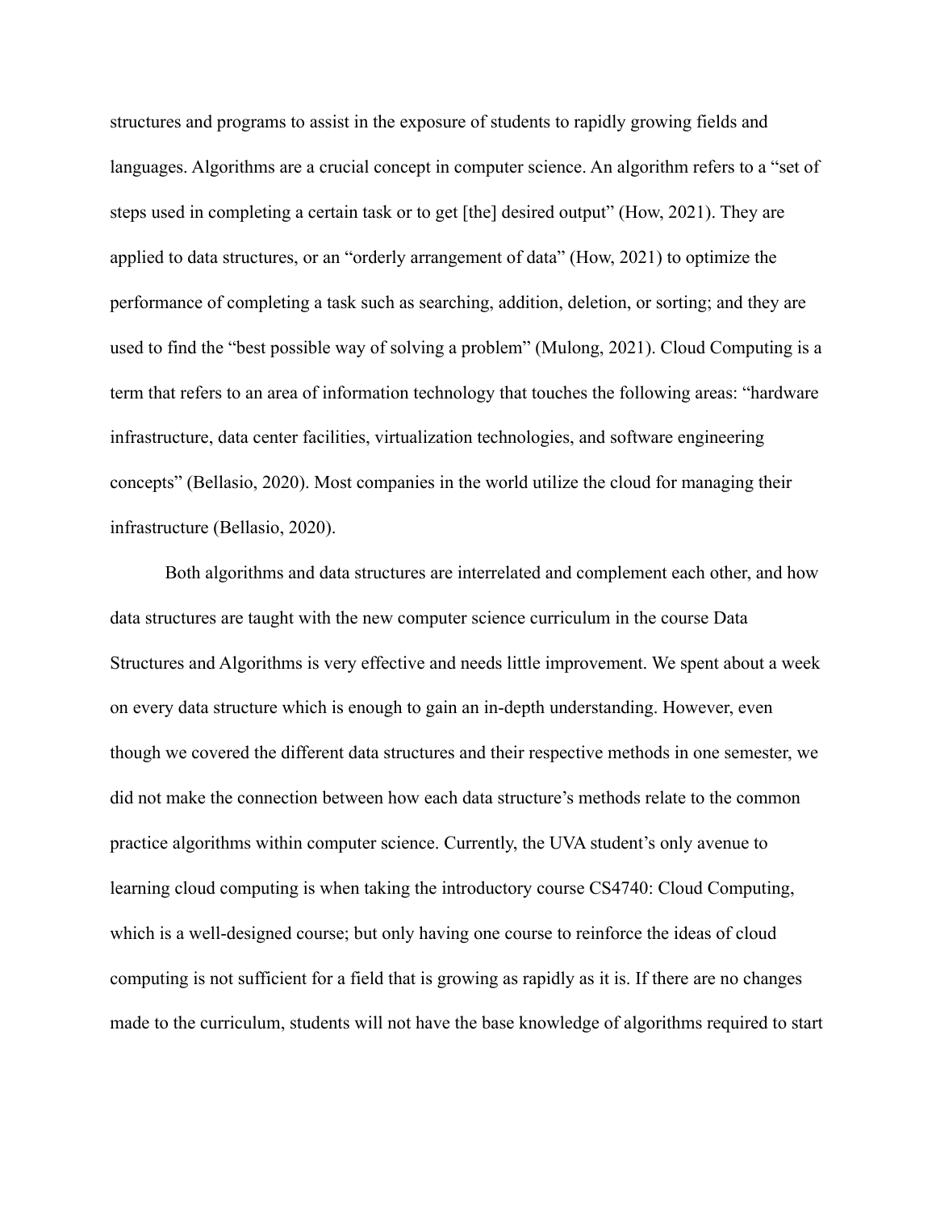structures and programs to assist in the exposure of students to rapidly growing fields and languages. Algorithms are a crucial concept in computer science. An algorithm refers to a "set of steps used in completing a certain task or to get [the] desired output" (How, 2021). They are applied to data structures, or an "orderly arrangement of data" (How, 2021) to optimize the performance of completing a task such as searching, addition, deletion, or sorting; and they are used to find the "best possible way of solving a problem" (Mulong, 2021). Cloud Computing is a term that refers to an area of information technology that touches the following areas: "hardware infrastructure, data center facilities, virtualization technologies, and software engineering concepts" (Bellasio, 2020). Most companies in the world utilize the cloud for managing their infrastructure (Bellasio, 2020).

Both algorithms and data structures are interrelated and complement each other, and how data structures are taught with the new computer science curriculum in the course Data Structures and Algorithms is very effective and needs little improvement. We spent about a week on every data structure which is enough to gain an in-depth understanding. However, even though we covered the different data structures and their respective methods in one semester, we did not make the connection between how each data structure's methods relate to the common practice algorithms within computer science. Currently, the UVA student's only avenue to learning cloud computing is when taking the introductory course CS4740: Cloud Computing, which is a well-designed course; but only having one course to reinforce the ideas of cloud computing is not sufficient for a field that is growing as rapidly as it is. If there are no changes made to the curriculum, students will not have the base knowledge of algorithms required to start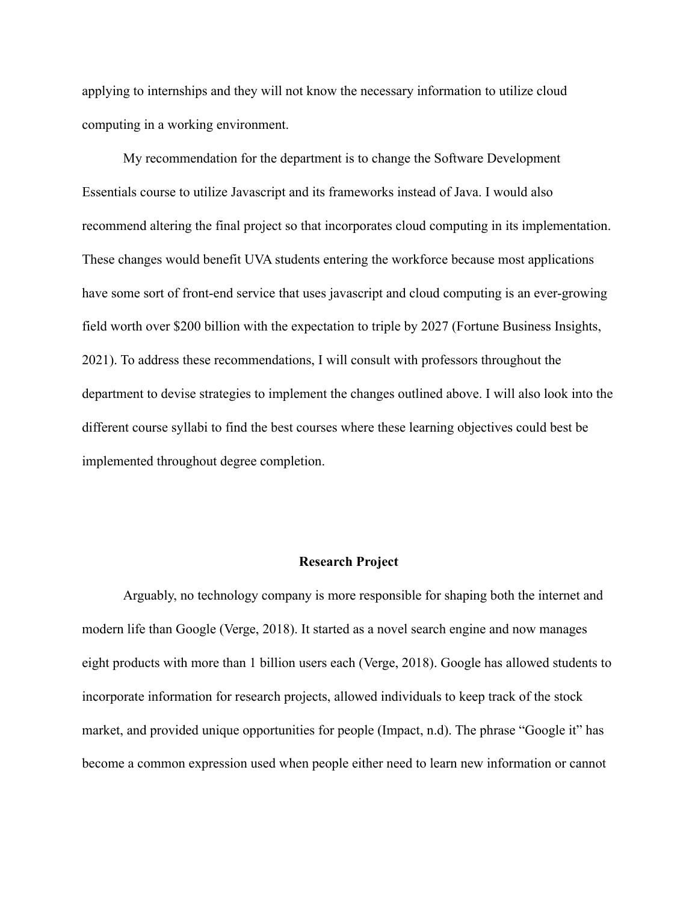applying to internships and they will not know the necessary information to utilize cloud computing in a working environment.

My recommendation for the department is to change the Software Development Essentials course to utilize Javascript and its frameworks instead of Java. I would also recommend altering the final project so that incorporates cloud computing in its implementation. These changes would benefit UVA students entering the workforce because most applications have some sort of front-end service that uses javascript and cloud computing is an ever-growing field worth over $200 billion with the expectation to triple by 2027 (Fortune Business Insights, 2021). To address these recommendations, I will consult with professors throughout the department to devise strategies to implement the changes outlined above. I will also look into the different course syllabi to find the best courses where these learning objectives could best be implemented throughout degree completion.

## Research Project

Arguably, no technology company is more responsible for shaping both the internet and modern life than Google (Verge, 2018). It started as a novel search engine and now manages eight products with more than 1 billion users each (Verge, 2018). Google has allowed students to incorporate information for research projects, allowed individuals to keep track of the stock market, and provided unique opportunities for people (Impact, n.d). The phrase "Google it" has become a common expression used when people either need to learn new information or cannot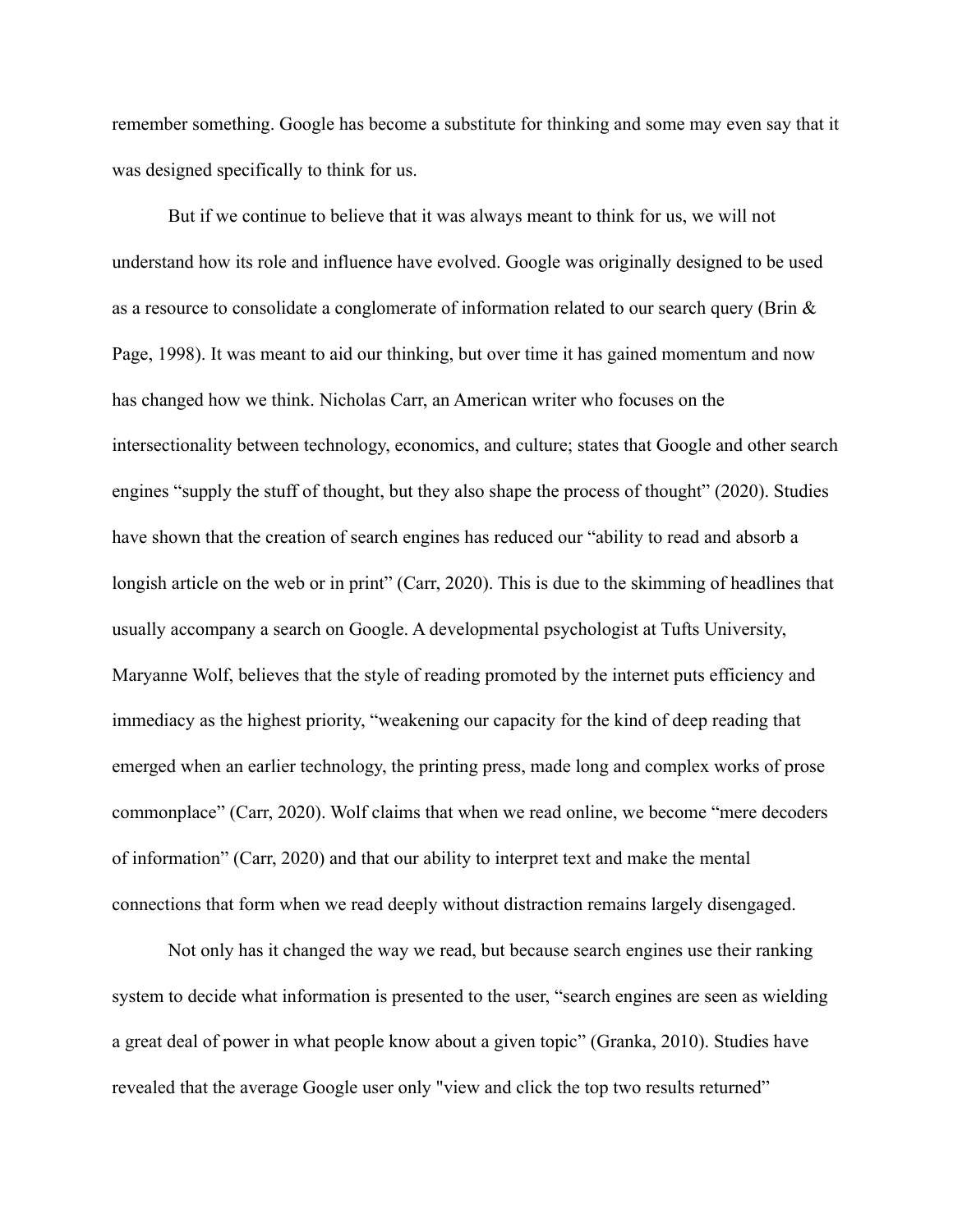remember something. Google has become a substitute for thinking and some may even say that it was designed specifically to think for us.

But if we continue to believe that it was always meant to think for us, we will not understand how its role and influence have evolved. Google was originally designed to be used as a resource to consolidate a conglomerate of information related to our search query (Brin & Page, 1998). It was meant to aid our thinking, but over time it has gained momentum and now has changed how we think. Nicholas Carr, an American writer who focuses on the intersectionality between technology, economics, and culture; states that Google and other search engines "supply the stuff of thought, but they also shape the process of thought" (2020). Studies have shown that the creation of search engines has reduced our "ability to read and absorb a longish article on the web or in print" (Carr, 2020). This is due to the skimming of headlines that usually accompany a search on Google. A developmental psychologist at Tufts University, Maryanne Wolf, believes that the style of reading promoted by the internet puts efficiency and immediacy as the highest priority, "weakening our capacity for the kind of deep reading that emerged when an earlier technology, the printing press, made long and complex works of prose commonplace" (Carr, 2020). Wolf claims that when we read online, we become "mere decoders of information" (Carr, 2020) and that our ability to interpret text and make the mental connections that form when we read deeply without distraction remains largely disengaged.

Not only has it changed the way we read, but because search engines use their ranking system to decide what information is presented to the user, "search engines are seen as wielding a great deal of power in what people know about a given topic" (Granka, 2010). Studies have revealed that the average Google user only "view and click the top two results returned"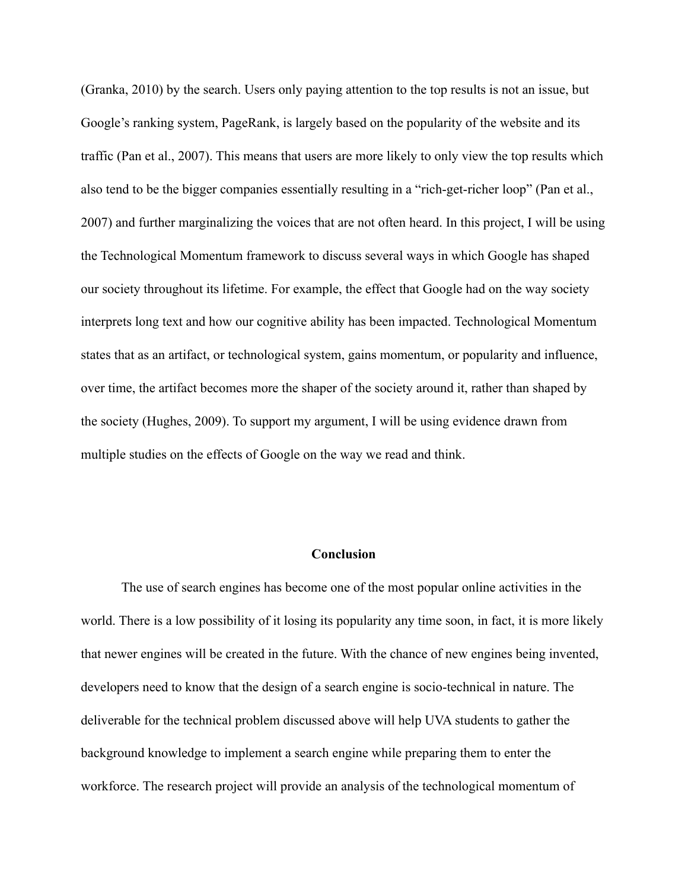(Granka, 2010) by the search. Users only paying attention to the top results is not an issue, but Google's ranking system, PageRank, is largely based on the popularity of the website and its traffic (Pan et al., 2007). This means that users are more likely to only view the top results which also tend to be the bigger companies essentially resulting in a "rich-get-richer loop" (Pan et al., 2007) and further marginalizing the voices that are not often heard. In this project, I will be using the Technological Momentum framework to discuss several ways in which Google has shaped our society throughout its lifetime. For example, the effect that Google had on the way society interprets long text and how our cognitive ability has been impacted. Technological Momentum states that as an artifact, or technological system, gains momentum, or popularity and influence, over time, the artifact becomes more the shaper of the society around it, rather than shaped by the society (Hughes, 2009). To support my argument, I will be using evidence drawn from multiple studies on the effects of Google on the way we read and think.

## Conclusion

The use of search engines has become one of the most popular online activities in the world. There is a low possibility of it losing its popularity any time soon, in fact, it is more likely that newer engines will be created in the future. With the chance of new engines being invented, developers need to know that the design of a search engine is socio-technical in nature. The deliverable for the technical problem discussed above will help UVA students to gather the background knowledge to implement a search engine while preparing them to enter the workforce. The research project will provide an analysis of the technological momentum of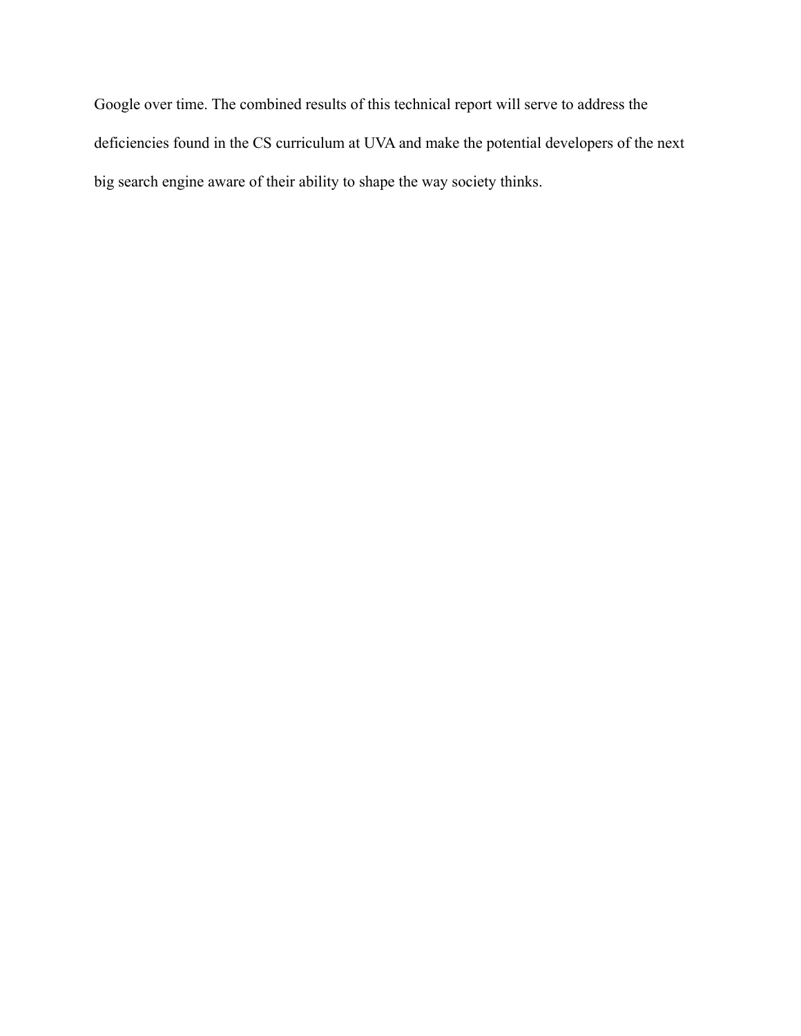Google over time. The combined results of this technical report will serve to address the deficiencies found in the CS curriculum at UVA and make the potential developers of the next big search engine aware of their ability to shape the way society thinks.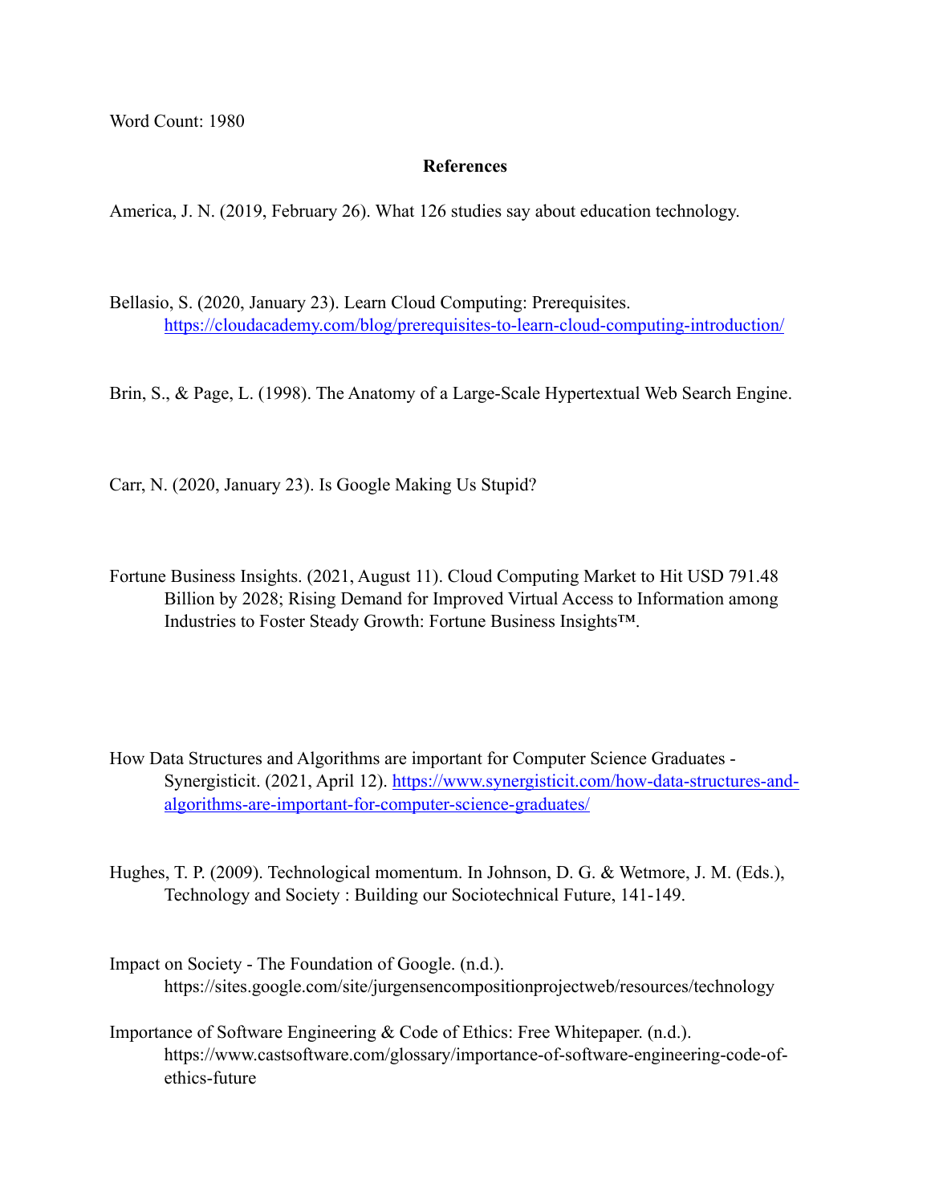Word Count: 1980

## References

America, J. N. (2019, February 26). What 126 studies say about education technology.

Bellasio, S. (2020, January 23). Learn Cloud Computing: Prerequisites. https://cloudacademy.com/blog/prerequisites-to-learn-cloud-computing-introduction/

Brin, S., & Page, L. (1998). The Anatomy of a Large-Scale Hypertextual Web Search Engine.

Carr, N. (2020, January 23). Is Google Making Us Stupid?

Fortune Business Insights. (2021, August 11). Cloud Computing Market to Hit USD 791.48 Billion by 2028; Rising Demand for Improved Virtual Access to Information among Industries to Foster Steady Growth: Fortune Business Insights™.

How Data Structures and Algorithms are important for Computer Science Graduates - Synergisticit. (2021, April 12). https://www.synergisticit.com/how-data-structures-and-algorithms-are-important-for-computer-science-graduates/

Hughes, T. P. (2009). Technological momentum. In Johnson, D. G. & Wetmore, J. M. (Eds.), Technology and Society : Building our Sociotechnical Future, 141-149.

Impact on Society - The Foundation of Google. (n.d.). https://sites.google.com/site/jurgensencompositionprojectweb/resources/technology

Importance of Software Engineering & Code of Ethics: Free Whitepaper. (n.d.). https://www.castsoftware.com/glossary/importance-of-software-engineering-code-of-ethics-future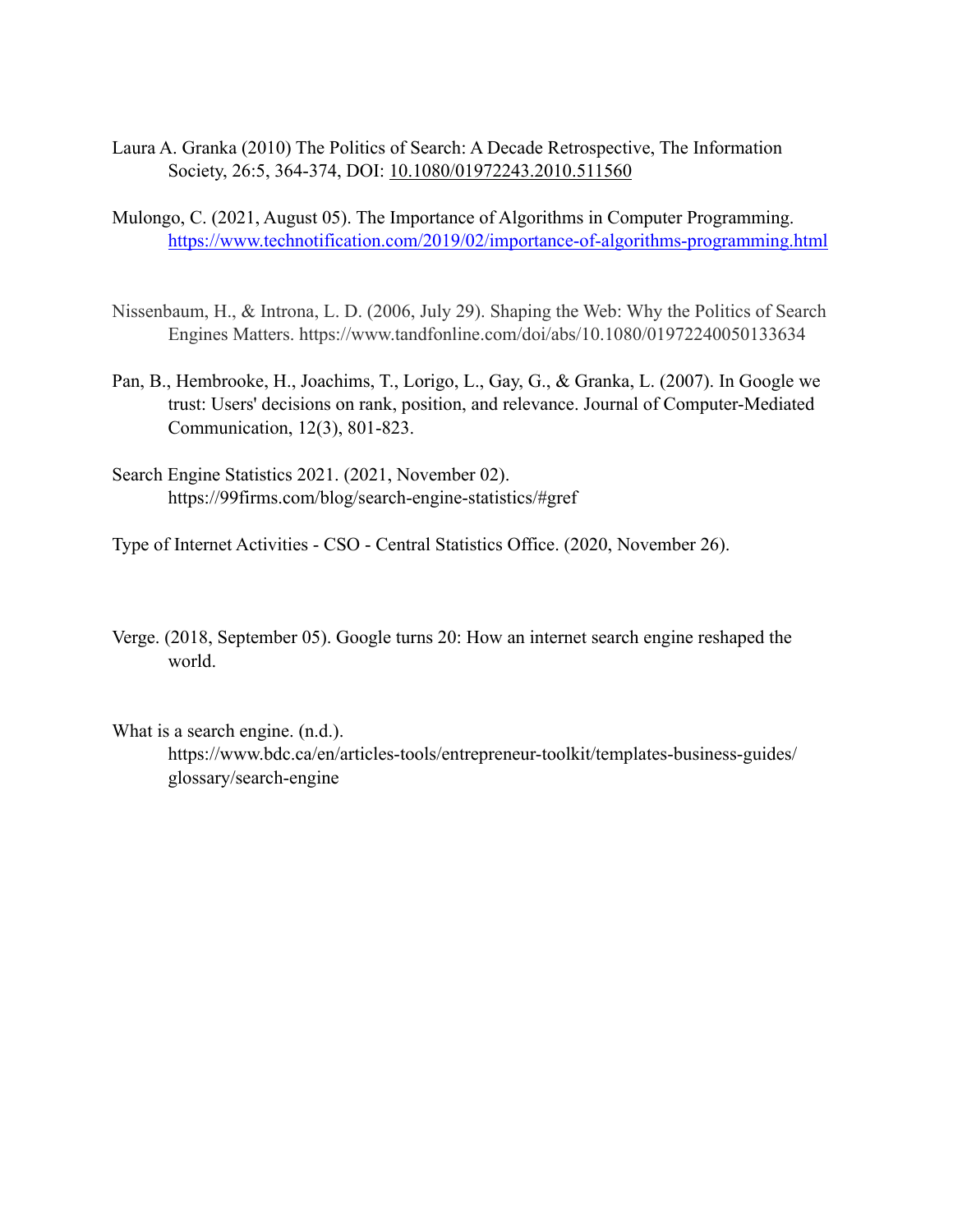Laura A. Granka (2010) The Politics of Search: A Decade Retrospective, The Information Society, 26:5, 364-374, DOI: 10.1080/01972243.2010.511560

Mulongo, C. (2021, August 05). The Importance of Algorithms in Computer Programming. https://www.technotification.com/2019/02/importance-of-algorithms-programming.html

Nissenbaum, H., & Introna, L. D. (2006, July 29). Shaping the Web: Why the Politics of Search Engines Matters. https://www.tandfonline.com/doi/abs/10.1080/01972240050133634

Pan, B., Hembrooke, H., Joachims, T., Lorigo, L., Gay, G., & Granka, L. (2007). In Google we trust: Users' decisions on rank, position, and relevance. Journal of Computer-Mediated Communication, 12(3), 801-823.

Search Engine Statistics 2021. (2021, November 02). https://99firms.com/blog/search-engine-statistics/#gref

Type of Internet Activities - CSO - Central Statistics Office. (2020, November 26).

Verge. (2018, September 05). Google turns 20: How an internet search engine reshaped the world.

What is a search engine. (n.d.). https://www.bdc.ca/en/articles-tools/entrepreneur-toolkit/templates-business-guides/glossary/search-engine